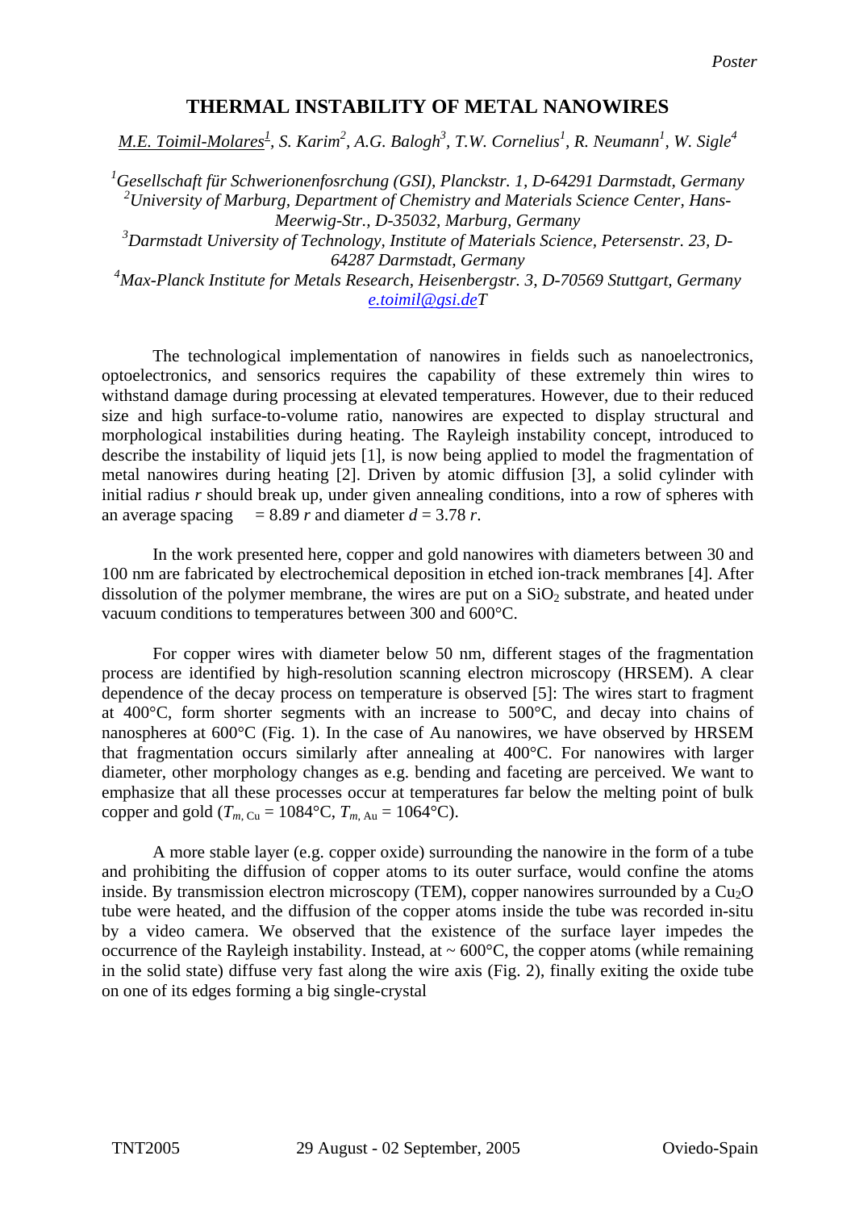Poster

# THERMAL INSTABILITY OF METAL NANOWIRES

*M.E. Toimil-Molares[1], S. Karim[2], A.G. Balogh[3], T.W. Cornelius[1], R. Neumann[1], W. Sigle[4]*

*[1]Gesellschaft für Schwerionenfosrchung (GSI), Planckstr. 1, D-64291 Darmstadt, Germany*
*[2]University of Marburg, Department of Chemistry and Materials Science Center, Hans-Meerwig-Str., D-35032, Marburg, Germany*
*[3]Darmstadt University of Technology, Institute of Materials Science, Petersenstr. 23, D-64287 Darmstadt, Germany*
*[4]Max-Planck Institute for Metals Research, Heisenbergstr. 3, D-70569 Stuttgart, Germany*
*e.toimil@gsi.deT*

The technological implementation of nanowires in fields such as nanoelectronics, optoelectronics, and sensorics requires the capability of these extremely thin wires to withstand damage during processing at elevated temperatures. However, due to their reduced size and high surface-to-volume ratio, nanowires are expected to display structural and morphological instabilities during heating. The Rayleigh instability concept, introduced to describe the instability of liquid jets [1], is now being applied to model the fragmentation of metal nanowires during heating [2]. Driven by atomic diffusion [3], a solid cylinder with initial radius $r$ should break up, under given annealing conditions, into a row of spheres with an average spacing $= 8.89\, r$ and diameter $d = 3.78\, r$.

In the work presented here, copper and gold nanowires with diameters between 30 and 100 nm are fabricated by electrochemical deposition in etched ion-track membranes [4]. After dissolution of the polymer membrane, the wires are put on a $SiO_2$ substrate, and heated under vacuum conditions to temperatures between 300 and 600°C.

For copper wires with diameter below 50 nm, different stages of the fragmentation process are identified by high-resolution scanning electron microscopy (HRSEM). A clear dependence of the decay process on temperature is observed [5]: The wires start to fragment at 400°C, form shorter segments with an increase to 500°C, and decay into chains of nanospheres at 600°C (Fig. 1). In the case of Au nanowires, we have observed by HRSEM that fragmentation occurs similarly after annealing at 400°C. For nanowires with larger diameter, other morphology changes as e.g. bending and faceting are perceived. We want to emphasize that all these processes occur at temperatures far below the melting point of bulk copper and gold ($T_{m,\,\mathrm{Cu}} = 1084$°C, $T_{m,\,\mathrm{Au}} = 1064$°C).

A more stable layer (e.g. copper oxide) surrounding the nanowire in the form of a tube and prohibiting the diffusion of copper atoms to its outer surface, would confine the atoms inside. By transmission electron microscopy (TEM), copper nanowires surrounded by a $Cu_2O$ tube were heated, and the diffusion of the copper atoms inside the tube was recorded in-situ by a video camera. We observed that the existence of the surface layer impedes the occurrence of the Rayleigh instability. Instead, at ~ 600°C, the copper atoms (while remaining in the solid state) diffuse very fast along the wire axis (Fig. 2), finally exiting the oxide tube on one of its edges forming a big single-crystal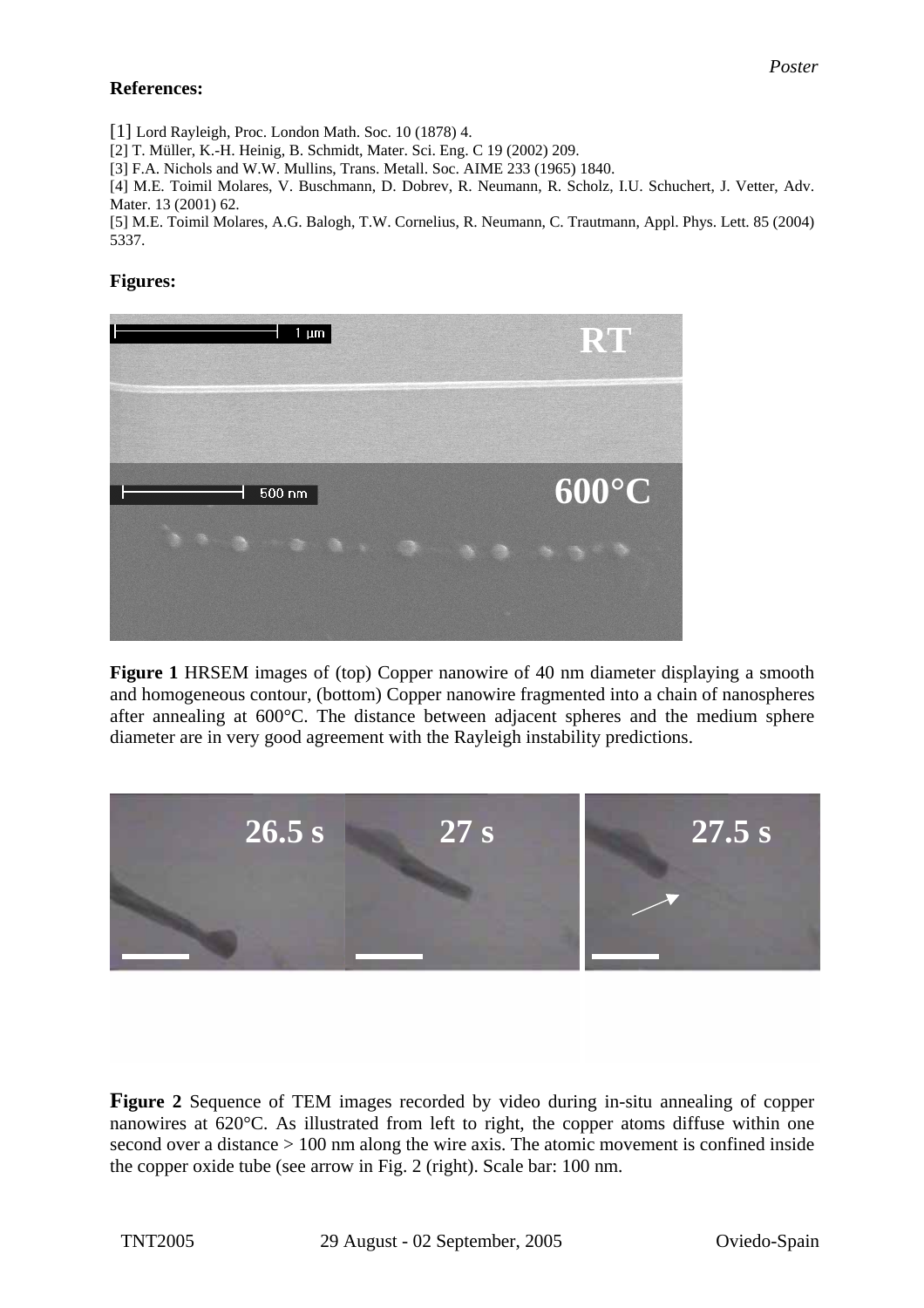**References:**

[1] Lord Rayleigh, Proc. London Math. Soc. 10 (1878) 4.
[2] T. Müller, K.-H. Heinig, B. Schmidt, Mater. Sci. Eng. C 19 (2002) 209.
[3] F.A. Nichols and W.W. Mullins, Trans. Metall. Soc. AIME 233 (1965) 1840.
[4] M.E. Toimil Molares, V. Buschmann, D. Dobrev, R. Neumann, R. Scholz, I.U. Schuchert, J. Vetter, Adv. Mater. 13 (2001) 62.
[5] M.E. Toimil Molares, A.G. Balogh, T.W. Cornelius, R. Neumann, C. Trautmann, Appl. Phys. Lett. 85 (2004) 5337.

**Figures:**

1 µm
RT
500 nm
600°C

**Figure 1** HRSEM images of (top) Copper nanowire of 40 nm diameter displaying a smooth and homogeneous contour, (bottom) Copper nanowire fragmented into a chain of nanospheres after annealing at 600°C. The distance between adjacent spheres and the medium sphere diameter are in very good agreement with the Rayleigh instability predictions.

26.5 s
27 s
27.5 s

**Figure 2** Sequence of TEM images recorded by video during in-situ annealing of copper nanowires at 620°C. As illustrated from left to right, the copper atoms diffuse within one second over a distance > 100 nm along the wire axis. The atomic movement is confined inside the copper oxide tube (see arrow in Fig. 2 (right). Scale bar: 100 nm.